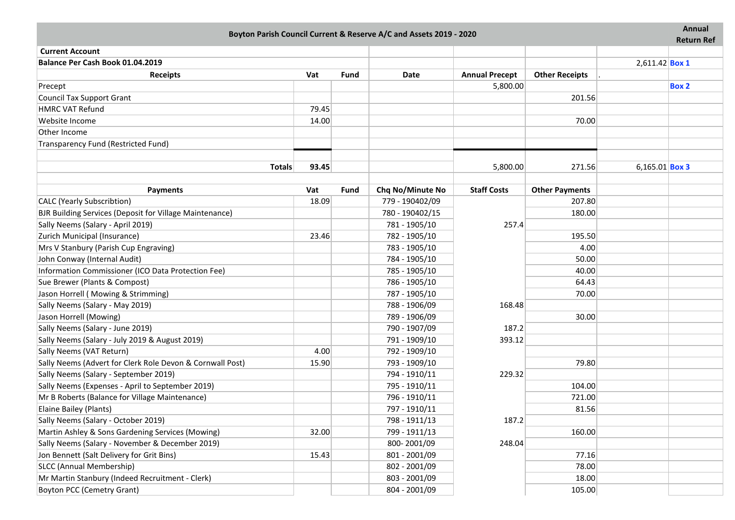| Boyton Parish Council Current & Reserve A/C and Assets 2019 - 2020 | | | | | | | Annual Return Ref |
|---|---|---|---|---|---|---|---|
| **Current Account** | | | | | | | |
| **Balance Per Cash Book 01.04.2019** | | | | | | 2,611.42 | **Box 1** |
| **Receipts** | **Vat** | **Fund** | **Date** | **Annual Precept** | **Other Receipts** | . | |
| Precept | | | | 5,800.00 | | | **Box 2** |
| Council Tax Support Grant | | | | | 201.56 | | |
| HMRC VAT Refund | 79.45 | | | | | | |
| Website Income | 14.00 | | | | 70.00 | | |
| Other Income | | | | | | | |
| Transparency Fund (Restricted Fund) | | | | | | | |
| | | | | | | | |
| **Totals** | 93.45 | | | 5,800.00 | 271.56 | 6,165.01 | **Box 3** |
| | | | | | | | |
| **Payments** | **Vat** | **Fund** | **Chq No/Minute No** | **Staff Costs** | **Other Payments** | | |
| CALC (Yearly Subscribtion) | 18.09 | | 779 - 190402/09 | | 207.80 | | |
| BJR Building Services (Deposit for Village Maintenance) | | | 780 - 190402/15 | | 180.00 | | |
| Sally Neems (Salary - April 2019) | | | 781 - 1905/10 | 257.4 | | | |
| Zurich Municipal (Insurance) | 23.46 | | 782 - 1905/10 | | 195.50 | | |
| Mrs V Stanbury (Parish Cup Engraving) | | | 783 - 1905/10 | | 4.00 | | |
| John Conway (Internal Audit) | | | 784 - 1905/10 | | 50.00 | | |
| Information Commissioner (ICO Data Protection Fee) | | | 785 - 1905/10 | | 40.00 | | |
| Sue Brewer (Plants & Compost) | | | 786 - 1905/10 | | 64.43 | | |
| Jason Horrell ( Mowing & Strimming) | | | 787 - 1905/10 | | 70.00 | | |
| Sally Neems (Salary - May 2019) | | | 788 - 1906/09 | 168.48 | | | |
| Jason Horrell (Mowing) | | | 789 - 1906/09 | | 30.00 | | |
| Sally Neems (Salary - June 2019) | | | 790 - 1907/09 | 187.2 | | | |
| Sally Neems (Salary - July 2019 & August 2019) | | | 791 - 1909/10 | 393.12 | | | |
| Sally Neems (VAT Return) | 4.00 | | 792 - 1909/10 | | | | |
| Sally Neems (Advert for Clerk Role Devon & Cornwall Post) | 15.90 | | 793 - 1909/10 | | 79.80 | | |
| Sally Neems (Salary - September 2019) | | | 794 - 1910/11 | 229.32 | | | |
| Sally Neems (Expenses - April to September 2019) | | | 795 - 1910/11 | | 104.00 | | |
| Mr B Roberts (Balance for Village Maintenance) | | | 796 - 1910/11 | | 721.00 | | |
| Elaine Bailey (Plants) | | | 797 - 1910/11 | | 81.56 | | |
| Sally Neems (Salary - October 2019) | | | 798 - 1911/13 | 187.2 | | | |
| Martin Ashley & Sons Gardening Services (Mowing) | 32.00 | | 799 - 1911/13 | | 160.00 | | |
| Sally Neems (Salary - November & December 2019) | | | 800- 2001/09 | 248.04 | | | |
| Jon Bennett (Salt Delivery for Grit Bins) | 15.43 | | 801 - 2001/09 | | 77.16 | | |
| SLCC (Annual Membership) | | | 802 - 2001/09 | | 78.00 | | |
| Mr Martin Stanbury (Indeed Recruitment - Clerk) | | | 803 - 2001/09 | | 18.00 | | |
| Boyton PCC (Cemetry Grant) | | | 804 - 2001/09 | | 105.00 | | |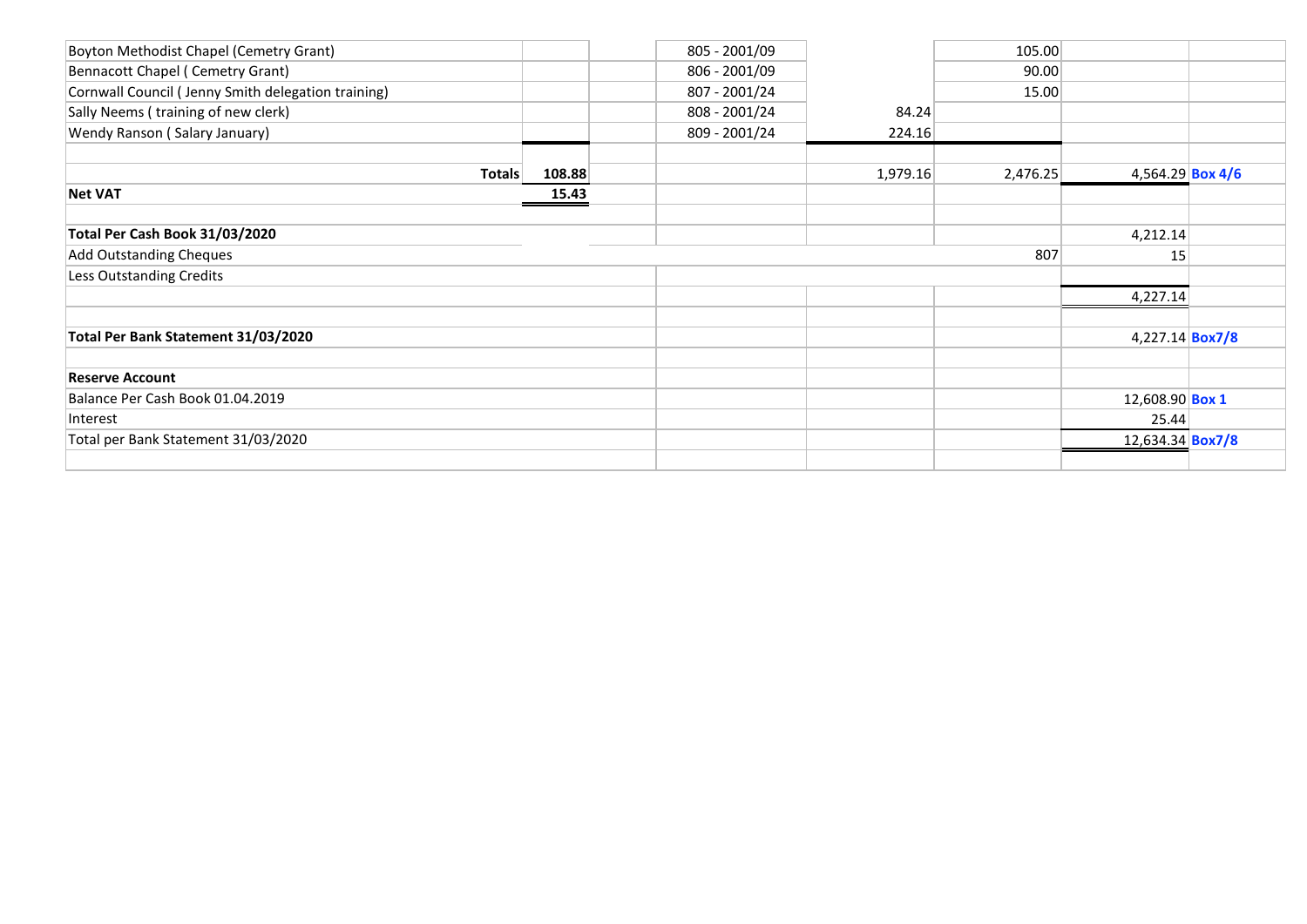| | | | | | | | |
|---|---|---|---|---|---|---|---|
| Boyton Methodist Chapel (Cemetry Grant) | | | 805 - 2001/09 | | 105.00 | | |
| Bennacott Chapel ( Cemetry Grant) | | | 806 - 2001/09 | | 90.00 | | |
| Cornwall Council ( Jenny Smith delegation training) | | | 807 - 2001/24 | | 15.00 | | |
| Sally Neems ( training of new clerk) | | | 808 - 2001/24 | 84.24 | | | |
| Wendy Ranson ( Salary January) | | | 809 - 2001/24 | 224.16 | | | |
| | | | | | | | |
| **Totals** | **108.88** | | | 1,979.16 | 2,476.25 | 4,564.29 | **Box 4/6** |
| **Net VAT** | **15.43** | | | | | | |
| | | | | | | | |
| **Total Per Cash Book 31/03/2020** | | | | | | 4,212.14 | |
| Add Outstanding Cheques | | | | | 807 | 15 | |
| Less Outstanding Credits | | | | | | | |
| | | | | | | 4,227.14 | |
| | | | | | | | |
| **Total Per Bank Statement 31/03/2020** | | | | | | 4,227.14 | **Box7/8** |
| | | | | | | | |
| **Reserve Account** | | | | | | | |
| Balance Per Cash Book 01.04.2019 | | | | | | 12,608.90 | **Box 1** |
| Interest | | | | | | 25.44 | |
| Total per Bank Statement 31/03/2020 | | | | | | 12,634.34 | **Box7/8** |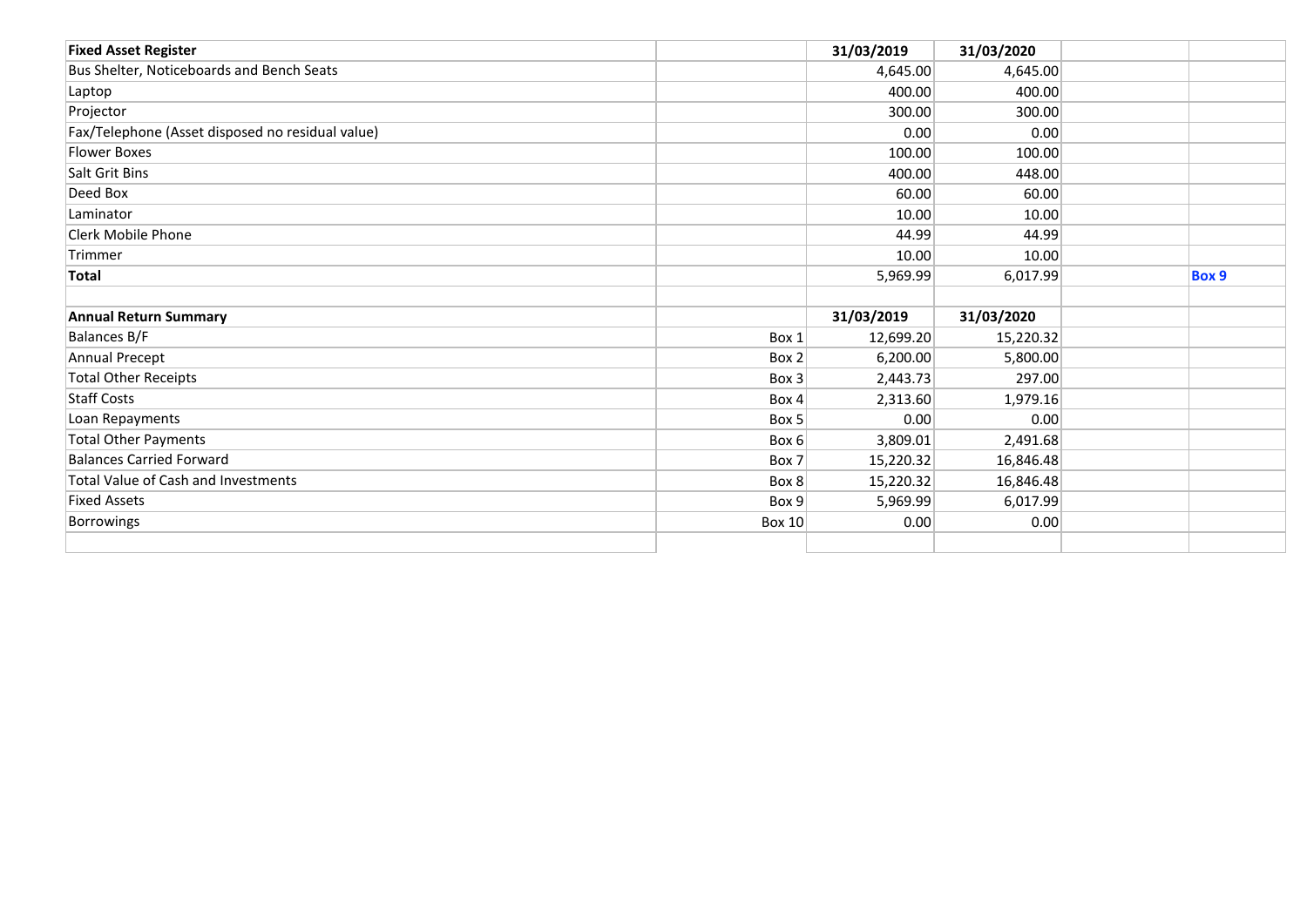| Fixed Asset Register | | 31/03/2019 | 31/03/2020 | | |
|---|---|---|---|---|---|
| Bus Shelter, Noticeboards and Bench Seats | | 4,645.00 | 4,645.00 | | |
| Laptop | | 400.00 | 400.00 | | |
| Projector | | 300.00 | 300.00 | | |
| Fax/Telephone (Asset disposed no residual value) | | 0.00 | 0.00 | | |
| Flower Boxes | | 100.00 | 100.00 | | |
| Salt Grit Bins | | 400.00 | 448.00 | | |
| Deed Box | | 60.00 | 60.00 | | |
| Laminator | | 10.00 | 10.00 | | |
| Clerk Mobile Phone | | 44.99 | 44.99 | | |
| Trimmer | | 10.00 | 10.00 | | |
| **Total** | | 5,969.99 | 6,017.99 | | **Box 9** |
| | | | | | |
| **Annual Return Summary** | | **31/03/2019** | **31/03/2020** | | |
| Balances B/F | Box 1 | 12,699.20 | 15,220.32 | | |
| Annual Precept | Box 2 | 6,200.00 | 5,800.00 | | |
| Total Other Receipts | Box 3 | 2,443.73 | 297.00 | | |
| Staff Costs | Box 4 | 2,313.60 | 1,979.16 | | |
| Loan Repayments | Box 5 | 0.00 | 0.00 | | |
| Total Other Payments | Box 6 | 3,809.01 | 2,491.68 | | |
| Balances Carried Forward | Box 7 | 15,220.32 | 16,846.48 | | |
| Total Value of Cash and Investments | Box 8 | 15,220.32 | 16,846.48 | | |
| Fixed Assets | Box 9 | 5,969.99 | 6,017.99 | | |
| Borrowings | Box 10 | 0.00 | 0.00 | | |